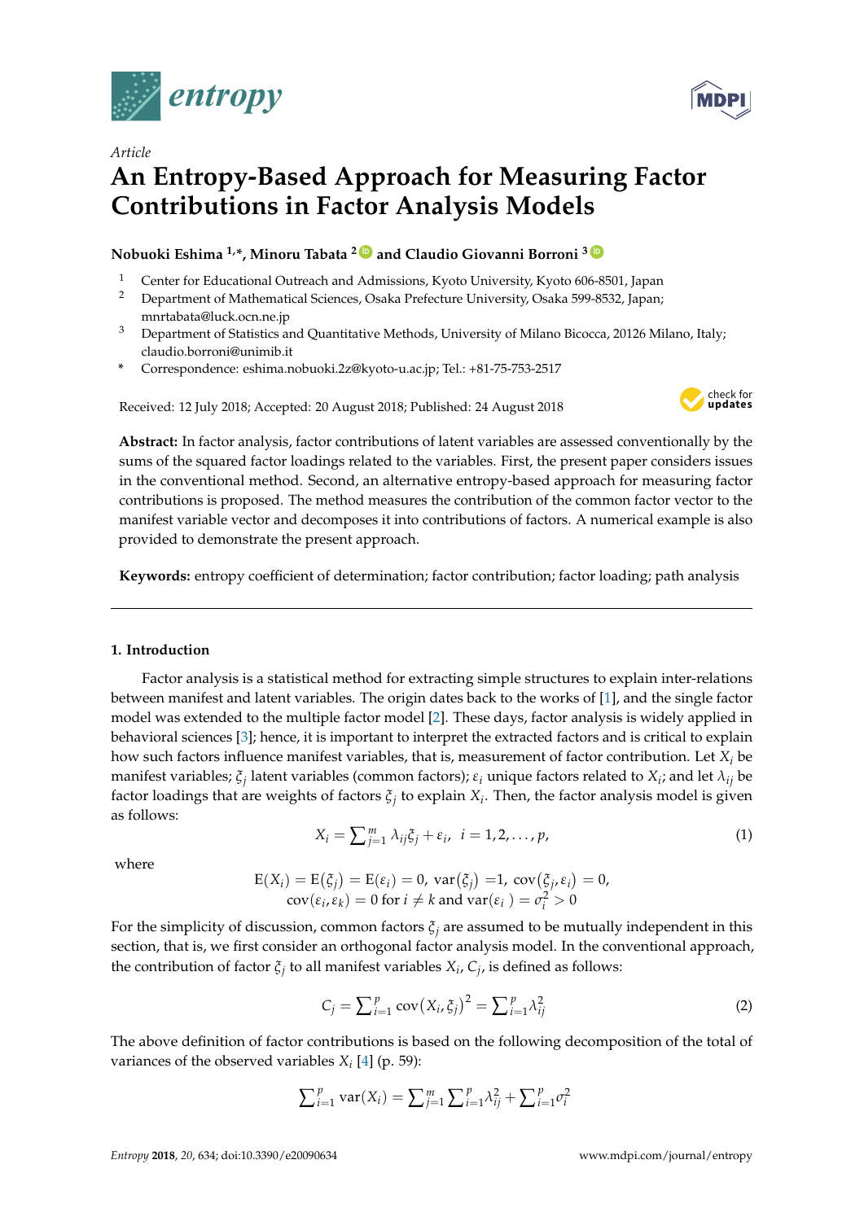Article

# An Entropy-Based Approach for Measuring Factor Contributions in Factor Analysis Models

**Nobuoki Eshima [1,*], Minoru Tabata [2] and Claudio Giovanni Borroni [3]**

1. Center for Educational Outreach and Admissions, Kyoto University, Kyoto 606-8501, Japan
2. Department of Mathematical Sciences, Osaka Prefecture University, Osaka 599-8532, Japan; mnrtabata@luck.ocn.ne.jp
3. Department of Statistics and Quantitative Methods, University of Milano Bicocca, 20126 Milano, Italy; claudio.borroni@unimib.it

\* Correspondence: eshima.nobuoki.2z@kyoto-u.ac.jp; Tel.: +81-75-753-2517

Received: 12 July 2018; Accepted: 20 August 2018; Published: 24 August 2018

**Abstract:** In factor analysis, factor contributions of latent variables are assessed conventionally by the sums of the squared factor loadings related to the variables. First, the present paper considers issues in the conventional method. Second, an alternative entropy-based approach for measuring factor contributions is proposed. The method measures the contribution of the common factor vector to the manifest variable vector and decomposes it into contributions of factors. A numerical example is also provided to demonstrate the present approach.

**Keywords:** entropy coefficient of determination; factor contribution; factor loading; path analysis

---

## 1. Introduction

Factor analysis is a statistical method for extracting simple structures to explain inter-relations between manifest and latent variables. The origin dates back to the works of [1], and the single factor model was extended to the multiple factor model [2]. These days, factor analysis is widely applied in behavioral sciences [3]; hence, it is important to interpret the extracted factors and is critical to explain how such factors influence manifest variables, that is, measurement of factor contribution. Let $X_i$ be manifest variables; $\xi_j$ latent variables (common factors); $\varepsilon_i$ unique factors related to $X_i$; and let $\lambda_{ij}$ be factor loadings that are weights of factors $\xi_j$ to explain $X_i$. Then, the factor analysis model is given as follows:

$$X_i = \sum_{j=1}^{m} \lambda_{ij}\xi_j + \varepsilon_i, \quad i = 1, 2, \ldots, p, \tag{1}$$

where

$$\mathrm{E}(X_i) = \mathrm{E}(\xi_j) = \mathrm{E}(\varepsilon_i) = 0, \ \mathrm{var}(\xi_j) = 1, \ \mathrm{cov}(\xi_j, \varepsilon_i) = 0,$$
$$\mathrm{cov}(\varepsilon_i, \varepsilon_k) = 0 \text{ for } i \neq k \text{ and } \mathrm{var}(\varepsilon_i) = \sigma_i^2 > 0$$

For the simplicity of discussion, common factors $\xi_j$ are assumed to be mutually independent in this section, that is, we first consider an orthogonal factor analysis model. In the conventional approach, the contribution of factor $\xi_j$ to all manifest variables $X_i$, $C_j$, is defined as follows:

$$C_j = \sum_{i=1}^{p} \mathrm{cov}(X_i, \xi_j)^2 = \sum_{i=1}^{p} \lambda_{ij}^2 \tag{2}$$

The above definition of factor contributions is based on the following decomposition of the total of variances of the observed variables $X_i$ [4] (p. 59):

$$\sum_{i=1}^{p} \mathrm{var}(X_i) = \sum_{j=1}^{m} \sum_{i=1}^{p} \lambda_{ij}^2 + \sum_{i=1}^{p} \sigma_i^2$$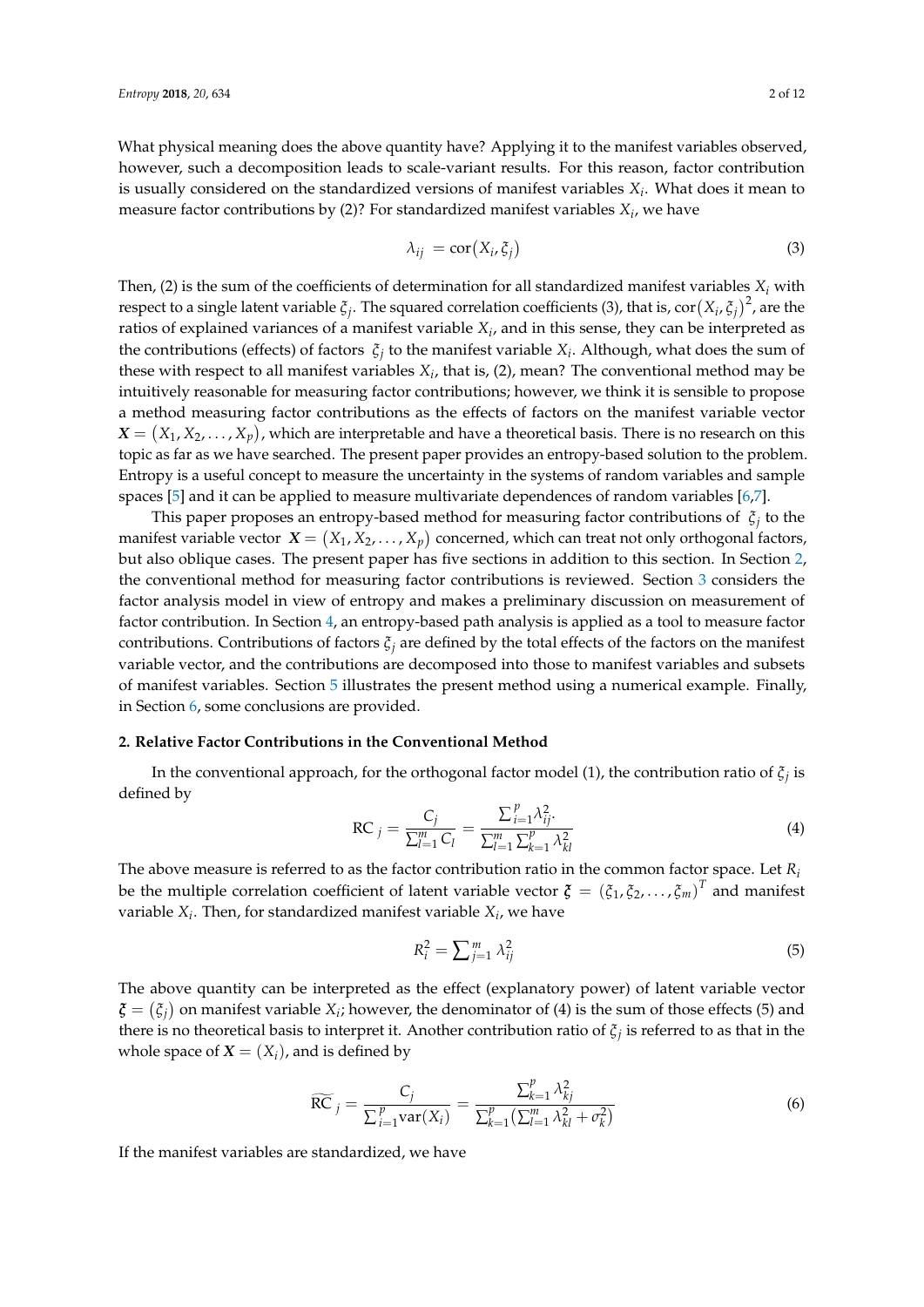What physical meaning does the above quantity have? Applying it to the manifest variables observed, however, such a decomposition leads to scale-variant results. For this reason, factor contribution is usually considered on the standardized versions of manifest variables $X_i$. What does it mean to measure factor contributions by (2)? For standardized manifest variables $X_i$, we have

$$\lambda_{ij} = \text{cor}(X_i, \xi_j) \tag{3}$$

Then, (2) is the sum of the coefficients of determination for all standardized manifest variables $X_i$ with respect to a single latent variable $\xi_j$. The squared correlation coefficients (3), that is, $\text{cor}(X_i, \xi_j)^2$, are the ratios of explained variances of a manifest variable $X_i$, and in this sense, they can be interpreted as the contributions (effects) of factors $\xi_j$ to the manifest variable $X_i$. Although, what does the sum of these with respect to all manifest variables $X_i$, that is, (2), mean? The conventional method may be intuitively reasonable for measuring factor contributions; however, we think it is sensible to propose a method measuring factor contributions as the effects of factors on the manifest variable vector $\boldsymbol{X} = (X_1, X_2, \ldots, X_p)$, which are interpretable and have a theoretical basis. There is no research on this topic as far as we have searched. The present paper provides an entropy-based solution to the problem. Entropy is a useful concept to measure the uncertainty in the systems of random variables and sample spaces [5] and it can be applied to measure multivariate dependences of random variables [6,7].

This paper proposes an entropy-based method for measuring factor contributions of $\xi_j$ to the manifest variable vector $\boldsymbol{X} = (X_1, X_2, \ldots, X_p)$ concerned, which can treat not only orthogonal factors, but also oblique cases. The present paper has five sections in addition to this section. In Section 2, the conventional method for measuring factor contributions is reviewed. Section 3 considers the factor analysis model in view of entropy and makes a preliminary discussion on measurement of factor contribution. In Section 4, an entropy-based path analysis is applied as a tool to measure factor contributions. Contributions of factors $\xi_j$ are defined by the total effects of the factors on the manifest variable vector, and the contributions are decomposed into those to manifest variables and subsets of manifest variables. Section 5 illustrates the present method using a numerical example. Finally, in Section 6, some conclusions are provided.

## 2. Relative Factor Contributions in the Conventional Method

In the conventional approach, for the orthogonal factor model (1), the contribution ratio of $\xi_j$ is defined by

$$\text{RC}_j = \frac{C_j}{\sum_{l=1}^{m} C_l} = \frac{\sum_{i=1}^{p} \lambda_{ij}^2}{\sum_{l=1}^{m} \sum_{k=1}^{p} \lambda_{kl}^2} \tag{4}$$

The above measure is referred to as the factor contribution ratio in the common factor space. Let $R_i$ be the multiple correlation coefficient of latent variable vector $\boldsymbol{\xi} = (\xi_1, \xi_2, \ldots, \xi_m)^T$ and manifest variable $X_i$. Then, for standardized manifest variable $X_i$, we have

$$R_i^2 = \sum_{j=1}^{m} \lambda_{ij}^2 \tag{5}$$

The above quantity can be interpreted as the effect (explanatory power) of latent variable vector $\boldsymbol{\xi} = (\xi_j)$ on manifest variable $X_i$; however, the denominator of (4) is the sum of those effects (5) and there is no theoretical basis to interpret it. Another contribution ratio of $\xi_j$ is referred to as that in the whole space of $\boldsymbol{X} = (X_i)$, and is defined by

$$\widetilde{\text{RC}}_j = \frac{C_j}{\sum_{i=1}^{p} \text{var}(X_i)} = \frac{\sum_{k=1}^{p} \lambda_{kj}^2}{\sum_{k=1}^{p} \left( \sum_{l=1}^{m} \lambda_{kl}^2 + \sigma_k^2 \right)} \tag{6}$$

If the manifest variables are standardized, we have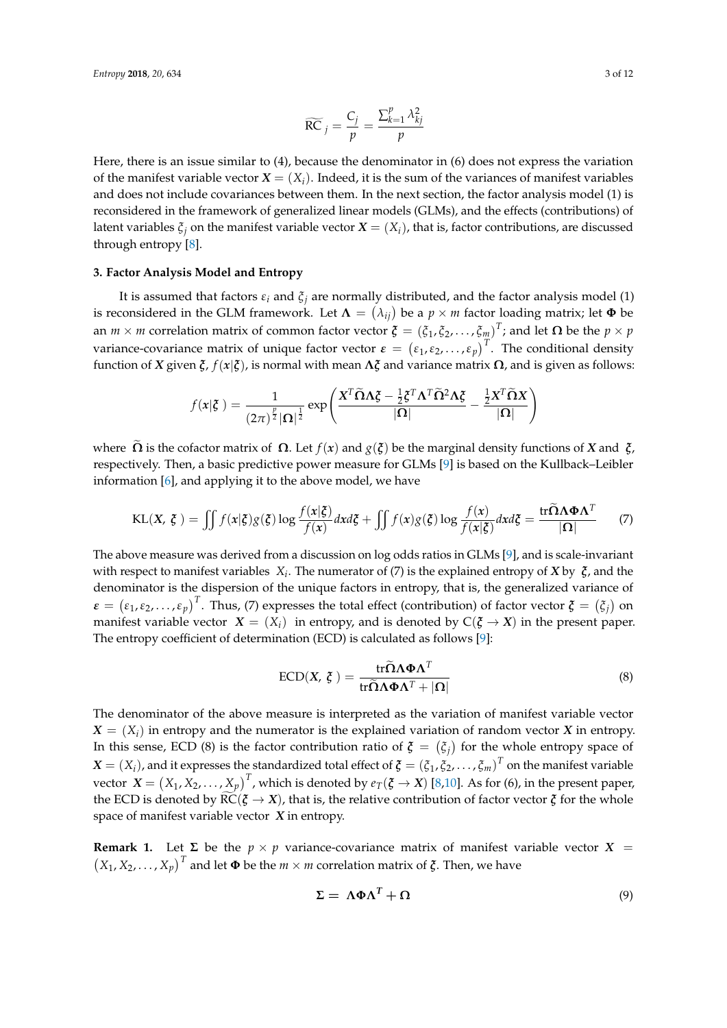$$\widetilde{\mathrm{RC}}_j = \frac{C_j}{p} = \frac{\sum_{k=1}^{p} \lambda_{kj}^2}{p}$$

Here, there is an issue similar to (4), because the denominator in (6) does not express the variation of the manifest variable vector $\boldsymbol{X} = (X_i)$. Indeed, it is the sum of the variances of manifest variables and does not include covariances between them. In the next section, the factor analysis model (1) is reconsidered in the framework of generalized linear models (GLMs), and the effects (contributions) of latent variables $\xi_j$ on the manifest variable vector $\boldsymbol{X} = (X_i)$, that is, factor contributions, are discussed through entropy [8].

### 3. Factor Analysis Model and Entropy

It is assumed that factors $\varepsilon_i$ and $\xi_j$ are normally distributed, and the factor analysis model (1) is reconsidered in the GLM framework. Let $\boldsymbol{\Lambda} = (\lambda_{ij})$ be a $p \times m$ factor loading matrix; let $\boldsymbol{\Phi}$ be an $m \times m$ correlation matrix of common factor vector $\boldsymbol{\xi} = (\xi_1, \xi_2, \ldots, \xi_m)^T$; and let $\boldsymbol{\Omega}$ be the $p \times p$ variance-covariance matrix of unique factor vector $\boldsymbol{\varepsilon} = (\varepsilon_1, \varepsilon_2, \ldots, \varepsilon_p)^T$. The conditional density function of $\boldsymbol{X}$ given $\boldsymbol{\xi}$, $f(\boldsymbol{x}|\boldsymbol{\xi})$, is normal with mean $\boldsymbol{\Lambda\xi}$ and variance matrix $\boldsymbol{\Omega}$, and is given as follows:

$$f(\boldsymbol{x}|\boldsymbol{\xi}) = \frac{1}{(2\pi)^{\frac{p}{2}} |\boldsymbol{\Omega}|^{\frac{1}{2}}} \exp\left( \frac{\boldsymbol{X}^T \widetilde{\boldsymbol{\Omega}} \boldsymbol{\Lambda\xi} - \frac{1}{2} \boldsymbol{\xi}^T \boldsymbol{\Lambda}^T \widetilde{\boldsymbol{\Omega}}^2 \boldsymbol{\Lambda\xi}}{|\boldsymbol{\Omega}|} - \frac{\frac{1}{2} \boldsymbol{X}^T \widetilde{\boldsymbol{\Omega}} \boldsymbol{X}}{|\boldsymbol{\Omega}|} \right)$$

where $\widetilde{\boldsymbol{\Omega}}$ is the cofactor matrix of $\boldsymbol{\Omega}$. Let $f(\boldsymbol{x})$ and $g(\boldsymbol{\xi})$ be the marginal density functions of $\boldsymbol{X}$ and $\boldsymbol{\xi}$, respectively. Then, a basic predictive power measure for GLMs [9] is based on the Kullback–Leibler information [6], and applying it to the above model, we have

$$\mathrm{KL}(\boldsymbol{X}, \boldsymbol{\xi}) = \iint f(\boldsymbol{x}|\boldsymbol{\xi}) g(\boldsymbol{\xi}) \log \frac{f(\boldsymbol{x}|\boldsymbol{\xi})}{f(\boldsymbol{x})} d\boldsymbol{x} d\boldsymbol{\xi} + \iint f(\boldsymbol{x}) g(\boldsymbol{\xi}) \log \frac{f(\boldsymbol{x})}{f(\boldsymbol{x}|\boldsymbol{\xi})} d\boldsymbol{x} d\boldsymbol{\xi} = \frac{\mathrm{tr} \widetilde{\boldsymbol{\Omega}} \boldsymbol{\Lambda\Phi\Lambda}^T}{|\boldsymbol{\Omega}|} \quad (7)$$

The above measure was derived from a discussion on log odds ratios in GLMs [9], and is scale-invariant with respect to manifest variables $X_i$. The numerator of (7) is the explained entropy of $\boldsymbol{X}$ by $\boldsymbol{\xi}$, and the denominator is the dispersion of the unique factors in entropy, that is, the generalized variance of $\boldsymbol{\varepsilon} = (\varepsilon_1, \varepsilon_2, \ldots, \varepsilon_p)^T$. Thus, (7) expresses the total effect (contribution) of factor vector $\boldsymbol{\xi} = (\xi_j)$ on manifest variable vector $\boldsymbol{X} = (X_i)$ in entropy, and is denoted by $\mathrm{C}(\boldsymbol{\xi} \to \boldsymbol{X})$ in the present paper. The entropy coefficient of determination (ECD) is calculated as follows [9]:

$$\mathrm{ECD}(\boldsymbol{X}, \boldsymbol{\xi}) = \frac{\mathrm{tr} \widetilde{\boldsymbol{\Omega}} \boldsymbol{\Lambda\Phi\Lambda}^T}{\mathrm{tr} \widetilde{\boldsymbol{\Omega}} \boldsymbol{\Lambda\Phi\Lambda}^T + |\boldsymbol{\Omega}|} \quad (8)$$

The denominator of the above measure is interpreted as the variation of manifest variable vector $\boldsymbol{X} = (X_i)$ in entropy and the numerator is the explained variation of random vector $\boldsymbol{X}$ in entropy. In this sense, ECD (8) is the factor contribution ratio of $\boldsymbol{\xi} = (\xi_j)$ for the whole entropy space of $\boldsymbol{X} = (X_i)$, and it expresses the standardized total effect of $\boldsymbol{\xi} = (\xi_1, \xi_2, \ldots, \xi_m)^T$ on the manifest variable vector $\boldsymbol{X} = (X_1, X_2, \ldots, X_p)^T$, which is denoted by $e_T(\boldsymbol{\xi} \to \boldsymbol{X})$ [8,10]. As for (6), in the present paper, the ECD is denoted by $\widetilde{\mathrm{RC}}(\boldsymbol{\xi} \to \boldsymbol{X})$, that is, the relative contribution of factor vector $\boldsymbol{\xi}$ for the whole space of manifest variable vector $\boldsymbol{X}$ in entropy.

**Remark 1.** Let $\boldsymbol{\Sigma}$ be the $p \times p$ variance-covariance matrix of manifest variable vector $\boldsymbol{X} = (X_1, X_2, \ldots, X_p)^T$ and let $\boldsymbol{\Phi}$ be the $m \times m$ correlation matrix of $\boldsymbol{\xi}$. Then, we have

$$\boldsymbol{\Sigma} = \boldsymbol{\Lambda\Phi\Lambda}^T + \boldsymbol{\Omega} \quad (9)$$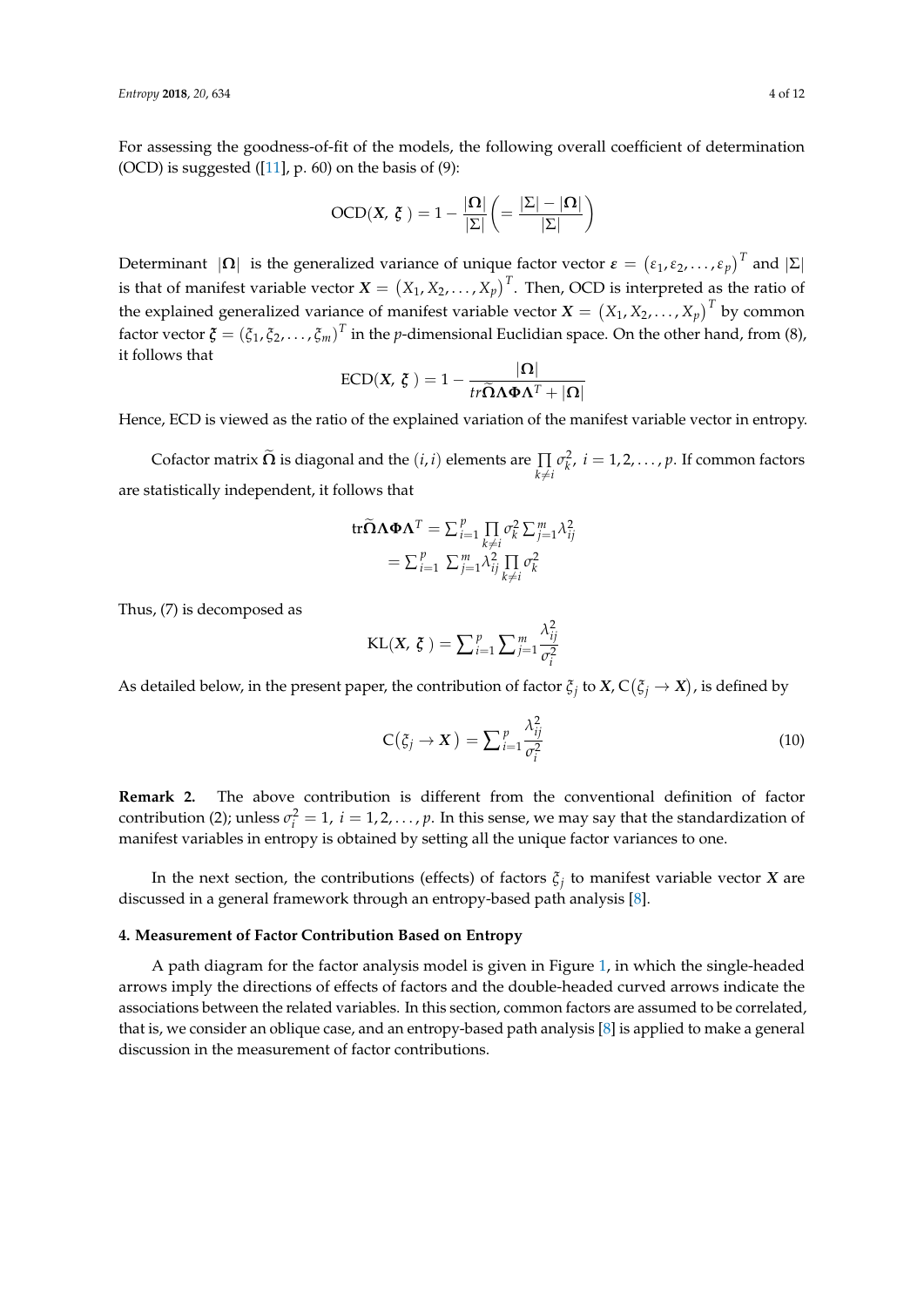For assessing the goodness-of-fit of the models, the following overall coefficient of determination (OCD) is suggested ([11], p. 60) on the basis of (9):

$$\mathrm{OCD}(\boldsymbol{X},\ \boldsymbol{\xi}\ ) = 1 - \frac{|\boldsymbol{\Omega}|}{|\Sigma|}\left(= \frac{|\Sigma| - |\boldsymbol{\Omega}|}{|\Sigma|}\right)$$

Determinant $|\boldsymbol{\Omega}|$ is the generalized variance of unique factor vector $\boldsymbol{\varepsilon} = (\varepsilon_1, \varepsilon_2, \ldots, \varepsilon_p)^T$ and $|\Sigma|$ is that of manifest variable vector $\boldsymbol{X} = (X_1, X_2, \ldots, X_p)^T$. Then, OCD is interpreted as the ratio of the explained generalized variance of manifest variable vector $\boldsymbol{X} = (X_1, X_2, \ldots, X_p)^T$ by common factor vector $\boldsymbol{\xi} = (\xi_1, \xi_2, \ldots, \xi_m)^T$ in the $p$-dimensional Euclidian space. On the other hand, from (8), it follows that

$$\mathrm{ECD}(\boldsymbol{X},\ \boldsymbol{\xi}\ ) = 1 - \frac{|\boldsymbol{\Omega}|}{tr\widetilde{\boldsymbol{\Omega}}\boldsymbol{\Lambda}\boldsymbol{\Phi}\boldsymbol{\Lambda}^T + |\boldsymbol{\Omega}|}$$

Hence, ECD is viewed as the ratio of the explained variation of the manifest variable vector in entropy.

Cofactor matrix $\widetilde{\boldsymbol{\Omega}}$ is diagonal and the $(i,i)$ elements are $\prod_{k \neq i} \sigma_k^2,\ i = 1, 2, \ldots, p$. If common factors are statistically independent, it follows that

$$\begin{aligned}
\mathrm{tr}\widetilde{\boldsymbol{\Omega}}\boldsymbol{\Lambda}\boldsymbol{\Phi}\boldsymbol{\Lambda}^T &= \textstyle\sum_{i=1}^{p} \prod_{k \neq i} \sigma_k^2 \sum_{j=1}^{m} \lambda_{ij}^2 \\
&= \textstyle\sum_{i=1}^{p}\ \sum_{j=1}^{m} \lambda_{ij}^2 \prod_{k \neq i} \sigma_k^2
\end{aligned}$$

Thus, (7) is decomposed as

$$\mathrm{KL}(\boldsymbol{X},\ \boldsymbol{\xi}\ ) = \sum_{i=1}^{p} \sum_{j=1}^{m} \frac{\lambda_{ij}^2}{\sigma_i^2}$$

As detailed below, in the present paper, the contribution of factor $\xi_j$ to $\boldsymbol{X}$, $\mathrm{C}(\xi_j \to \boldsymbol{X})$, is defined by

$$\mathrm{C}(\xi_j \to \boldsymbol{X}) = \sum_{i=1}^{p} \frac{\lambda_{ij}^2}{\sigma_i^2} \tag{10}$$

**Remark 2.** The above contribution is different from the conventional definition of factor contribution (2); unless $\sigma_i^2 = 1,\ i = 1, 2, \ldots, p$. In this sense, we may say that the standardization of manifest variables in entropy is obtained by setting all the unique factor variances to one.

In the next section, the contributions (effects) of factors $\xi_j$ to manifest variable vector $\boldsymbol{X}$ are discussed in a general framework through an entropy-based path analysis [8].

## 4. Measurement of Factor Contribution Based on Entropy

A path diagram for the factor analysis model is given in Figure 1, in which the single-headed arrows imply the directions of effects of factors and the double-headed curved arrows indicate the associations between the related variables. In this section, common factors are assumed to be correlated, that is, we consider an oblique case, and an entropy-based path analysis [8] is applied to make a general discussion in the measurement of factor contributions.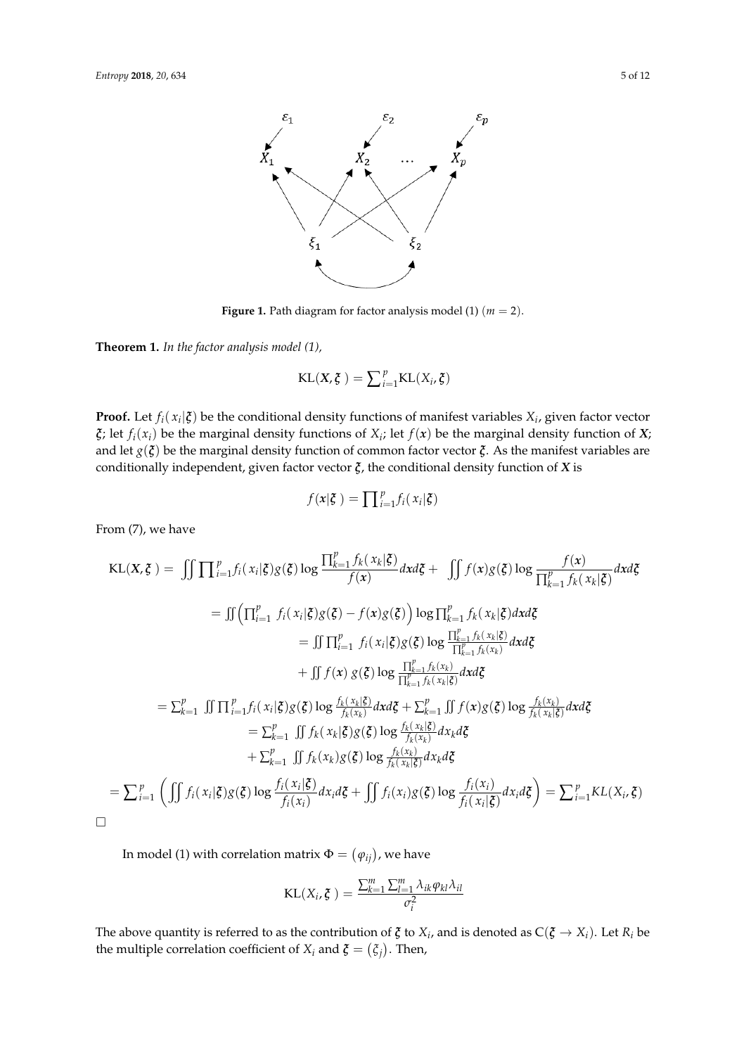**Figure 1.** Path diagram for factor analysis model (1) ($m = 2$).

**Theorem 1.** *In the factor analysis model (1),*

$$\mathrm{KL}(\boldsymbol{X}, \boldsymbol{\xi}) = \sum_{i=1}^{p} \mathrm{KL}(X_i, \boldsymbol{\xi})$$

**Proof.** Let $f_i(x_i|\boldsymbol{\xi})$ be the conditional density functions of manifest variables $X_i$, given factor vector $\boldsymbol{\xi}$; let $f_i(x_i)$ be the marginal density functions of $X_i$; let $f(\boldsymbol{x})$ be the marginal density function of $\boldsymbol{X}$; and let $g(\boldsymbol{\xi})$ be the marginal density function of common factor vector $\boldsymbol{\xi}$. As the manifest variables are conditionally independent, given factor vector $\boldsymbol{\xi}$, the conditional density function of $\boldsymbol{X}$ is

$$f(\boldsymbol{x}|\boldsymbol{\xi}) = \prod_{i=1}^{p} f_i(x_i|\boldsymbol{\xi})$$

From (7), we have

$$\begin{aligned}
\mathrm{KL}(\boldsymbol{X}, \boldsymbol{\xi}) &= \iint \prod_{i=1}^{p} f_i(x_i|\boldsymbol{\xi}) g(\boldsymbol{\xi}) \log \frac{\prod_{k=1}^{p} f_k(x_k|\boldsymbol{\xi})}{f(\boldsymbol{x})} d\boldsymbol{x} d\boldsymbol{\xi} + \iint f(\boldsymbol{x}) g(\boldsymbol{\xi}) \log \frac{f(\boldsymbol{x})}{\prod_{k=1}^{p} f_k(x_k|\boldsymbol{\xi})} d\boldsymbol{x} d\boldsymbol{\xi} \\
&= \iint \left( \prod_{i=1}^{p} f_i(x_i|\boldsymbol{\xi}) g(\boldsymbol{\xi}) - f(\boldsymbol{x}) g(\boldsymbol{\xi}) \right) \log \prod_{k=1}^{p} f_k(x_k|\boldsymbol{\xi}) d\boldsymbol{x} d\boldsymbol{\xi} \\
&= \iint \prod_{i=1}^{p} f_i(x_i|\boldsymbol{\xi}) g(\boldsymbol{\xi}) \log \frac{\prod_{k=1}^{p} f_k(x_k|\boldsymbol{\xi})}{\prod_{k=1}^{p} f_k(x_k)} d\boldsymbol{x} d\boldsymbol{\xi} \\
&\quad + \iint f(\boldsymbol{x})\, g(\boldsymbol{\xi}) \log \frac{\prod_{k=1}^{p} f_k(x_k)}{\prod_{k=1}^{p} f_k(x_k|\boldsymbol{\xi})} d\boldsymbol{x} d\boldsymbol{\xi} \\
&= \sum_{k=1}^{p} \iint \prod_{i=1}^{p} f_i(x_i|\boldsymbol{\xi}) g(\boldsymbol{\xi}) \log \frac{f_k(x_k|\boldsymbol{\xi})}{f_k(x_k)} d\boldsymbol{x} d\boldsymbol{\xi} + \sum_{k=1}^{p} \iint f(\boldsymbol{x}) g(\boldsymbol{\xi}) \log \frac{f_k(x_k)}{f_k(x_k|\boldsymbol{\xi})} d\boldsymbol{x} d\boldsymbol{\xi} \\
&= \sum_{k=1}^{p} \iint f_k(x_k|\boldsymbol{\xi}) g(\boldsymbol{\xi}) \log \frac{f_k(x_k|\boldsymbol{\xi})}{f_k(x_k)} dx_k d\boldsymbol{\xi} \\
&\quad + \sum_{k=1}^{p} \iint f_k(x_k) g(\boldsymbol{\xi}) \log \frac{f_k(x_k)}{f_k(x_k|\boldsymbol{\xi})} dx_k d\boldsymbol{\xi} \\
&= \sum_{i=1}^{p} \left( \iint f_i(x_i|\boldsymbol{\xi}) g(\boldsymbol{\xi}) \log \frac{f_i(x_i|\boldsymbol{\xi})}{f_i(x_i)} dx_i d\boldsymbol{\xi} + \iint f_i(x_i) g(\boldsymbol{\xi}) \log \frac{f_i(x_i)}{f_i(x_i|\boldsymbol{\xi})} dx_i d\boldsymbol{\xi} \right) = \sum_{i=1}^{p} KL(X_i, \boldsymbol{\xi})
\end{aligned}$$

□

In model (1) with correlation matrix $\Phi = (\varphi_{ij})$, we have

$$\mathrm{KL}(X_i, \boldsymbol{\xi}) = \frac{\sum_{k=1}^{m} \sum_{l=1}^{m} \lambda_{ik} \varphi_{kl} \lambda_{il}}{\sigma_i^2}$$

The above quantity is referred to as the contribution of $\boldsymbol{\xi}$ to $X_i$, and is denoted as $\mathrm{C}(\boldsymbol{\xi} \to X_i)$. Let $R_i$ be the multiple correlation coefficient of $X_i$ and $\boldsymbol{\xi} = (\xi_j)$. Then,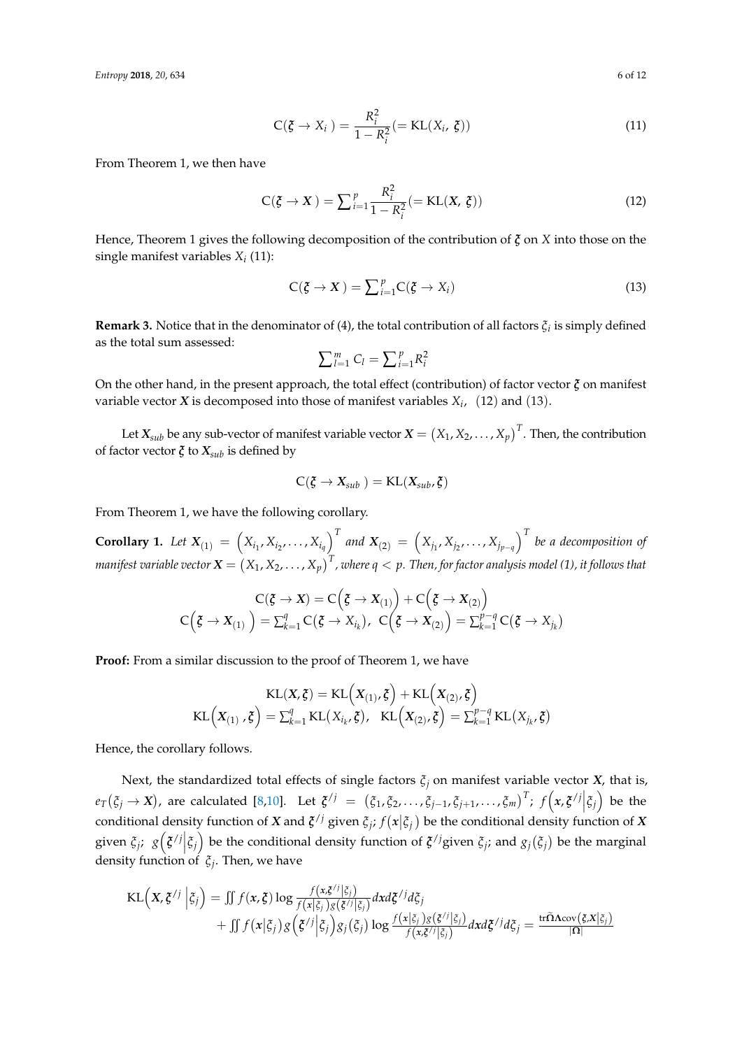$$\mathrm{C}(\boldsymbol{\xi} \to X_i) = \frac{R_i^2}{1 - R_i^2} (= \mathrm{KL}(X_i,\ \boldsymbol{\xi})) \tag{11}$$

From Theorem 1, we then have

$$\mathrm{C}(\boldsymbol{\xi} \to \boldsymbol{X}) = \sum_{i=1}^{p} \frac{R_i^2}{1 - R_i^2} (= \mathrm{KL}(\boldsymbol{X},\ \boldsymbol{\xi})) \tag{12}$$

Hence, Theorem 1 gives the following decomposition of the contribution of $\boldsymbol{\xi}$ on $X$ into those on the single manifest variables $X_i$ (11):

$$\mathrm{C}(\boldsymbol{\xi} \to \boldsymbol{X}) = \sum_{i=1}^{p} \mathrm{C}(\boldsymbol{\xi} \to X_i) \tag{13}$$

**Remark 3.** Notice that in the denominator of (4), the total contribution of all factors $\xi_i$ is simply defined as the total sum assessed:

$$\sum_{l=1}^{m} C_l = \sum_{i=1}^{p} R_i^2$$

On the other hand, in the present approach, the total effect (contribution) of factor vector $\boldsymbol{\xi}$ on manifest variable vector $\boldsymbol{X}$ is decomposed into those of manifest variables $X_i$, (12) and (13).

Let $\boldsymbol{X}_{sub}$ be any sub-vector of manifest variable vector $\boldsymbol{X} = (X_1, X_2, \ldots, X_p)^T$. Then, the contribution of factor vector $\boldsymbol{\xi}$ to $\boldsymbol{X}_{sub}$ is defined by

$$\mathrm{C}(\boldsymbol{\xi} \to \boldsymbol{X}_{sub}) = \mathrm{KL}(\boldsymbol{X}_{sub}, \boldsymbol{\xi})$$

From Theorem 1, we have the following corollary.

**Corollary 1.** *Let $\boldsymbol{X}_{(1)} = \left(X_{i_1}, X_{i_2}, \ldots, X_{i_q}\right)^T$ and $\boldsymbol{X}_{(2)} = \left(X_{j_1}, X_{j_2}, \ldots, X_{j_{p-q}}\right)^T$ be a decomposition of manifest variable vector $\boldsymbol{X} = (X_1, X_2, \ldots, X_p)^T$, where $q < p$. Then, for factor analysis model (1), it follows that*

$$\mathrm{C}(\boldsymbol{\xi} \to \boldsymbol{X}) = \mathrm{C}\left(\boldsymbol{\xi} \to \boldsymbol{X}_{(1)}\right) + \mathrm{C}\left(\boldsymbol{\xi} \to \boldsymbol{X}_{(2)}\right)$$
$$\mathrm{C}\left(\boldsymbol{\xi} \to \boldsymbol{X}_{(1)}\right) = \sum_{k=1}^{q} \mathrm{C}(\boldsymbol{\xi} \to X_{i_k}),\ \ \mathrm{C}\left(\boldsymbol{\xi} \to \boldsymbol{X}_{(2)}\right) = \sum_{k=1}^{p-q} \mathrm{C}(\boldsymbol{\xi} \to X_{j_k})$$

**Proof:** From a similar discussion to the proof of Theorem 1, we have

$$\mathrm{KL}(\boldsymbol{X}, \boldsymbol{\xi}) = \mathrm{KL}\left(\boldsymbol{X}_{(1)}, \boldsymbol{\xi}\right) + \mathrm{KL}\left(\boldsymbol{X}_{(2)}, \boldsymbol{\xi}\right)$$
$$\mathrm{KL}\left(\boldsymbol{X}_{(1)}, \boldsymbol{\xi}\right) = \sum_{k=1}^{q} \mathrm{KL}(X_{i_k}, \boldsymbol{\xi}),\ \ \mathrm{KL}\left(\boldsymbol{X}_{(2)}, \boldsymbol{\xi}\right) = \sum_{k=1}^{p-q} \mathrm{KL}(X_{j_k}, \boldsymbol{\xi})$$

Hence, the corollary follows.

Next, the standardized total effects of single factors $\xi_j$ on manifest variable vector $\boldsymbol{X}$, that is, $e_T(\xi_j \to \boldsymbol{X})$, are calculated [8,10]. Let $\boldsymbol{\xi}^{/j} = (\xi_1, \xi_2, \ldots, \xi_{j-1}, \xi_{j+1}, \ldots, \xi_m)^T$; $f\left(\boldsymbol{x}, \boldsymbol{\xi}^{/j} \middle| \xi_j\right)$ be the conditional density function of $\boldsymbol{X}$ and $\boldsymbol{\xi}^{/j}$ given $\xi_j$; $f(\boldsymbol{x}|\xi_j)$ be the conditional density function of $\boldsymbol{X}$ given $\xi_j$; $g\left(\boldsymbol{\xi}^{/j} \middle| \xi_j\right)$ be the conditional density function of $\boldsymbol{\xi}^{/j}$given $\xi_j$; and $g_j(\xi_j)$ be the marginal density function of $\xi_j$. Then, we have

$$\begin{aligned}\mathrm{KL}\left(\boldsymbol{X}, \boldsymbol{\xi}^{/j} \middle| \xi_j\right) &= \iint f(\boldsymbol{x}, \boldsymbol{\xi}) \log \frac{f\left(\boldsymbol{x}, \boldsymbol{\xi}^{/j} \middle| \xi_j\right)}{f(\boldsymbol{x}|\xi_j) g\left(\boldsymbol{\xi}^{/j} \middle| \xi_j\right)} d\boldsymbol{x} d\boldsymbol{\xi}^{/j} d\xi_j \\ &+ \iint f(\boldsymbol{x}|\xi_j) g\left(\boldsymbol{\xi}^{/j} \middle| \xi_j\right) g_j(\xi_j) \log \frac{f(\boldsymbol{x}|\xi_j) g\left(\boldsymbol{\xi}^{/j} \middle| \xi_j\right)}{f\left(\boldsymbol{x}, \boldsymbol{\xi}^{/j} \middle| \xi_j\right)} d\boldsymbol{x} d\boldsymbol{\xi}^{/j} d\xi_j = \frac{\mathrm{tr}\widetilde{\boldsymbol{\Omega}}\boldsymbol{\Lambda}\mathrm{cov}\left(\boldsymbol{\xi}, \boldsymbol{X} \middle| \xi_j\right)}{|\boldsymbol{\Omega}|}\end{aligned}$$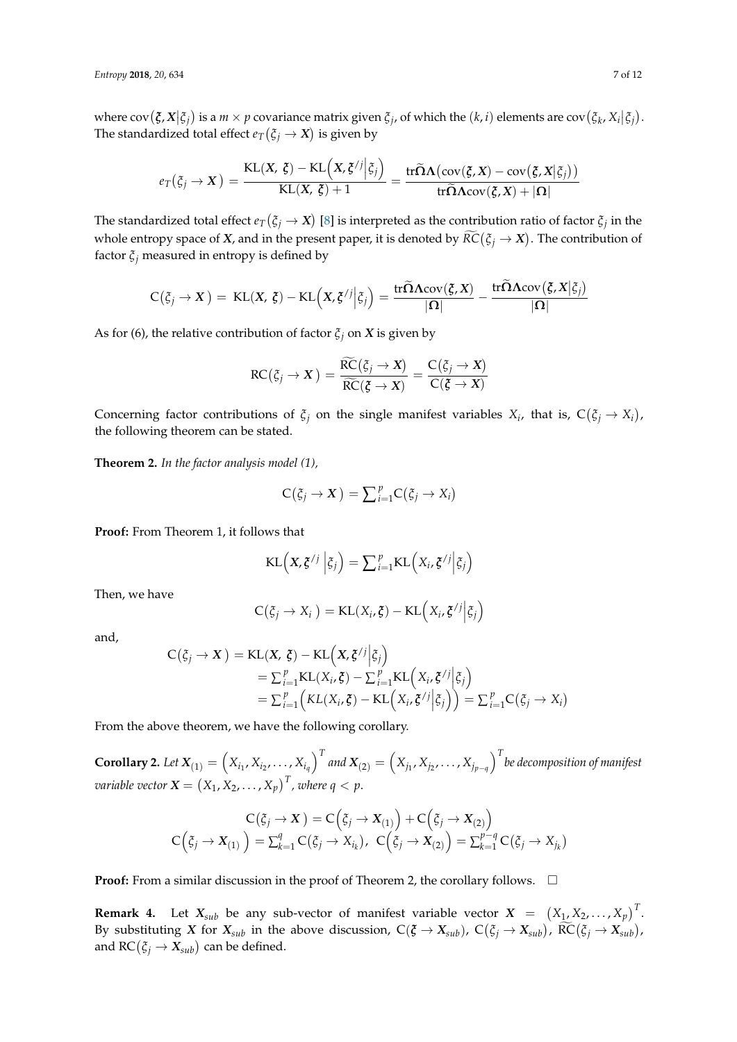where $\text{cov}(\boldsymbol{\xi}, \boldsymbol{X}|\xi_j)$ is a $m \times p$ covariance matrix given $\xi_j$, of which the $(k, i)$ elements are $\text{cov}(\xi_k, X_i|\xi_j)$. The standardized total effect $e_T(\xi_j \to \boldsymbol{X})$ is given by

$$e_T(\xi_j \to \boldsymbol{X}) = \frac{\text{KL}(\boldsymbol{X}, \boldsymbol{\xi}) - \text{KL}\left(\boldsymbol{X}, \boldsymbol{\xi}^{/j}\middle|\xi_j\right)}{\text{KL}(\boldsymbol{X}, \boldsymbol{\xi}) + 1} = \frac{\text{tr}\widetilde{\boldsymbol{\Omega}}\boldsymbol{\Lambda}\left(\text{cov}(\boldsymbol{\xi}, \boldsymbol{X}) - \text{cov}(\boldsymbol{\xi}, \boldsymbol{X}|\xi_j)\right)}{\text{tr}\widetilde{\boldsymbol{\Omega}}\boldsymbol{\Lambda}\text{cov}(\boldsymbol{\xi}, \boldsymbol{X}) + |\boldsymbol{\Omega}|}$$

The standardized total effect $e_T(\xi_j \to \boldsymbol{X})$ [8] is interpreted as the contribution ratio of factor $\xi_j$ in the whole entropy space of $\boldsymbol{X}$, and in the present paper, it is denoted by $\widetilde{RC}(\xi_j \to \boldsymbol{X})$. The contribution of factor $\xi_j$ measured in entropy is defined by

$$\text{C}(\xi_j \to \boldsymbol{X}) = \text{KL}(\boldsymbol{X}, \boldsymbol{\xi}) - \text{KL}\left(\boldsymbol{X}, \boldsymbol{\xi}^{/j}\middle|\xi_j\right) = \frac{\text{tr}\widetilde{\boldsymbol{\Omega}}\boldsymbol{\Lambda}\text{cov}(\boldsymbol{\xi}, \boldsymbol{X})}{|\boldsymbol{\Omega}|} - \frac{\text{tr}\widetilde{\boldsymbol{\Omega}}\boldsymbol{\Lambda}\text{cov}(\boldsymbol{\xi}, \boldsymbol{X}|\xi_j)}{|\boldsymbol{\Omega}|}$$

As for (6), the relative contribution of factor $\xi_j$ on $\boldsymbol{X}$ is given by

$$\text{RC}(\xi_j \to \boldsymbol{X}) = \frac{\widetilde{\text{RC}}(\xi_j \to \boldsymbol{X})}{\widetilde{\text{RC}}(\boldsymbol{\xi} \to \boldsymbol{X})} = \frac{\text{C}(\xi_j \to \boldsymbol{X})}{\text{C}(\boldsymbol{\xi} \to \boldsymbol{X})}$$

Concerning factor contributions of $\xi_j$ on the single manifest variables $X_i$, that is, $\text{C}(\xi_j \to X_i)$, the following theorem can be stated.

**Theorem 2.** *In the factor analysis model (1),*

$$\text{C}(\xi_j \to \boldsymbol{X}) = \sum_{i=1}^{p}\text{C}(\xi_j \to X_i)$$

**Proof:** From Theorem 1, it follows that

$$\text{KL}\left(\boldsymbol{X}, \boldsymbol{\xi}^{/j}\middle|\xi_j\right) = \sum_{i=1}^{p}\text{KL}\left(X_i, \boldsymbol{\xi}^{/j}\middle|\xi_j\right)$$

Then, we have

$$\text{C}(\xi_j \to X_i) = \text{KL}(X_i, \boldsymbol{\xi}) - \text{KL}\left(X_i, \boldsymbol{\xi}^{/j}\middle|\xi_j\right)$$

and,

$$\begin{aligned}
\text{C}(\xi_j \to \boldsymbol{X}) &= \text{KL}(\boldsymbol{X}, \boldsymbol{\xi}) - \text{KL}\left(\boldsymbol{X}, \boldsymbol{\xi}^{/j}\middle|\xi_j\right) \\
&= \sum_{i=1}^{p}\text{KL}(X_i, \boldsymbol{\xi}) - \sum_{i=1}^{p}\text{KL}\left(X_i, \boldsymbol{\xi}^{/j}\middle|\xi_j\right) \\
&= \sum_{i=1}^{p}\left(KL(X_i, \boldsymbol{\xi}) - \text{KL}\left(X_i, \boldsymbol{\xi}^{/j}\middle|\xi_j\right)\right) = \sum_{i=1}^{p}\text{C}(\xi_j \to X_i)
\end{aligned}$$

From the above theorem, we have the following corollary.

**Corollary 2.** *Let* $\boldsymbol{X}_{(1)} = \left(X_{i_1}, X_{i_2}, \ldots, X_{i_q}\right)^T$ *and* $\boldsymbol{X}_{(2)} = \left(X_{j_1}, X_{j_2}, \ldots, X_{j_{p-q}}\right)^T$ *be decomposition of manifest variable vector* $\boldsymbol{X} = (X_1, X_2, \ldots, X_p)^T$*, where* $q < p$*.*

$$\text{C}(\xi_j \to \boldsymbol{X}) = \text{C}\left(\xi_j \to \boldsymbol{X}_{(1)}\right) + \text{C}\left(\xi_j \to \boldsymbol{X}_{(2)}\right)$$

$$\text{C}\left(\xi_j \to \boldsymbol{X}_{(1)}\right) = \sum_{k=1}^{q}\text{C}(\xi_j \to X_{i_k}),\ \ \text{C}\left(\xi_j \to \boldsymbol{X}_{(2)}\right) = \sum_{k=1}^{p-q}\text{C}(\xi_j \to X_{j_k})$$

**Proof:** From a similar discussion in the proof of Theorem 2, the corollary follows. □

**Remark 4.** Let $\boldsymbol{X}_{sub}$ be any sub-vector of manifest variable vector $\boldsymbol{X} = (X_1, X_2, \ldots, X_p)^T$. By substituting $\boldsymbol{X}$ for $\boldsymbol{X}_{sub}$ in the above discussion, $\text{C}(\boldsymbol{\xi} \to \boldsymbol{X}_{sub})$, $\text{C}(\xi_j \to \boldsymbol{X}_{sub})$, $\widetilde{\text{RC}}(\xi_j \to \boldsymbol{X}_{sub})$, and $\text{RC}(\xi_j \to \boldsymbol{X}_{sub})$ can be defined.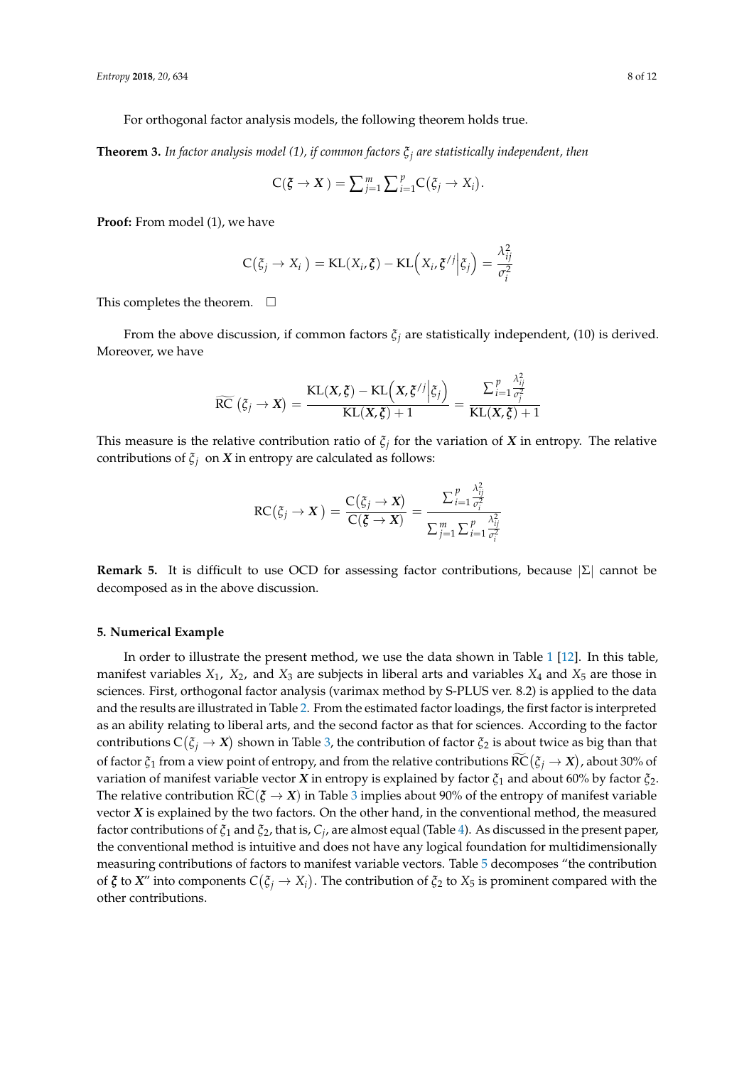For orthogonal factor analysis models, the following theorem holds true.

**Theorem 3.** *In factor analysis model (1), if common factors $\xi_j$ are statistically independent, then*

$$\mathrm{C}(\boldsymbol{\xi} \to \boldsymbol{X}) = \sum_{j=1}^{m} \sum_{i=1}^{p} \mathrm{C}(\xi_j \to X_i).$$

**Proof:** From model (1), we have

$$\mathrm{C}(\xi_j \to X_i) = \mathrm{KL}(X_i, \boldsymbol{\xi}) - \mathrm{KL}\left(X_i, \boldsymbol{\xi}^{/j}\middle|\xi_j\right) = \frac{\lambda_{ij}^2}{\sigma_i^2}$$

This completes the theorem. □

From the above discussion, if common factors $\xi_j$ are statistically independent, (10) is derived. Moreover, we have

$$\widetilde{\mathrm{RC}}(\xi_j \to \boldsymbol{X}) = \frac{\mathrm{KL}(\boldsymbol{X}, \boldsymbol{\xi}) - \mathrm{KL}\left(\boldsymbol{X}, \boldsymbol{\xi}^{/j}\middle|\xi_j\right)}{\mathrm{KL}(\boldsymbol{X}, \boldsymbol{\xi}) + 1} = \frac{\sum_{i=1}^{p} \frac{\lambda_{ij}^2}{\sigma_j^2}}{\mathrm{KL}(\boldsymbol{X}, \boldsymbol{\xi}) + 1}$$

This measure is the relative contribution ratio of $\xi_j$ for the variation of $\boldsymbol{X}$ in entropy. The relative contributions of $\xi_j$ on $\boldsymbol{X}$ in entropy are calculated as follows:

$$\mathrm{RC}(\xi_j \to \boldsymbol{X}) = \frac{\mathrm{C}(\xi_j \to \boldsymbol{X})}{\mathrm{C}(\boldsymbol{\xi} \to \boldsymbol{X})} = \frac{\sum_{i=1}^{p} \frac{\lambda_{ij}^2}{\sigma_i^2}}{\sum_{j=1}^{m} \sum_{i=1}^{p} \frac{\lambda_{ij}^2}{\sigma_i^2}}$$

**Remark 5.** It is difficult to use OCD for assessing factor contributions, because $|\Sigma|$ cannot be decomposed as in the above discussion.

## 5. Numerical Example

In order to illustrate the present method, we use the data shown in Table 1 [12]. In this table, manifest variables $X_1$, $X_2$, and $X_3$ are subjects in liberal arts and variables $X_4$ and $X_5$ are those in sciences. First, orthogonal factor analysis (varimax method by S-PLUS ver. 8.2) is applied to the data and the results are illustrated in Table 2. From the estimated factor loadings, the first factor is interpreted as an ability relating to liberal arts, and the second factor as that for sciences. According to the factor contributions $\mathrm{C}(\xi_j \to \boldsymbol{X})$ shown in Table 3, the contribution of factor $\xi_2$ is about twice as big than that of factor $\xi_1$ from a view point of entropy, and from the relative contributions $\widetilde{\mathrm{RC}}(\xi_j \to \boldsymbol{X})$, about 30% of variation of manifest variable vector $\boldsymbol{X}$ in entropy is explained by factor $\xi_1$ and about 60% by factor $\xi_2$. The relative contribution $\widetilde{\mathrm{RC}}(\boldsymbol{\xi} \to \boldsymbol{X})$ in Table 3 implies about 90% of the entropy of manifest variable vector $\boldsymbol{X}$ is explained by the two factors. On the other hand, in the conventional method, the measured factor contributions of $\xi_1$ and $\xi_2$, that is, $C_j$, are almost equal (Table 4). As discussed in the present paper, the conventional method is intuitive and does not have any logical foundation for multidimensionally measuring contributions of factors to manifest variable vectors. Table 5 decomposes "the contribution of $\boldsymbol{\xi}$ to $\boldsymbol{X}$" into components $C(\xi_j \to X_i)$. The contribution of $\xi_2$ to $X_5$ is prominent compared with the other contributions.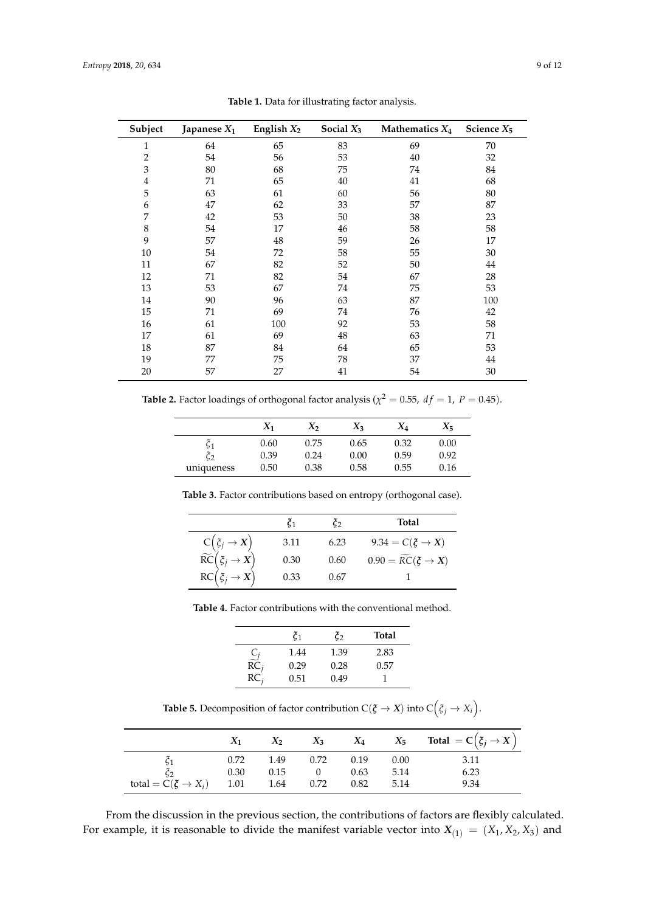**Table 1.** Data for illustrating factor analysis.

| Subject | Japanese $X_1$ | English $X_2$ | Social $X_3$ | Mathematics $X_4$ | Science $X_5$ |
|---|---|---|---|---|---|
| 1 | 64 | 65 | 83 | 69 | 70 |
| 2 | 54 | 56 | 53 | 40 | 32 |
| 3 | 80 | 68 | 75 | 74 | 84 |
| 4 | 71 | 65 | 40 | 41 | 68 |
| 5 | 63 | 61 | 60 | 56 | 80 |
| 6 | 47 | 62 | 33 | 57 | 87 |
| 7 | 42 | 53 | 50 | 38 | 23 |
| 8 | 54 | 17 | 46 | 58 | 58 |
| 9 | 57 | 48 | 59 | 26 | 17 |
| 10 | 54 | 72 | 58 | 55 | 30 |
| 11 | 67 | 82 | 52 | 50 | 44 |
| 12 | 71 | 82 | 54 | 67 | 28 |
| 13 | 53 | 67 | 74 | 75 | 53 |
| 14 | 90 | 96 | 63 | 87 | 100 |
| 15 | 71 | 69 | 74 | 76 | 42 |
| 16 | 61 | 100 | 92 | 53 | 58 |
| 17 | 61 | 69 | 48 | 63 | 71 |
| 18 | 87 | 84 | 64 | 65 | 53 |
| 19 | 77 | 75 | 78 | 37 | 44 |
| 20 | 57 | 27 | 41 | 54 | 30 |

**Table 2.** Factor loadings of orthogonal factor analysis ($\chi^2 = 0.55,\ df = 1,\ P = 0.45$).

| | $X_1$ | $X_2$ | $X_3$ | $X_4$ | $X_5$ |
|---|---|---|---|---|---|
| $\xi_1$ | 0.60 | 0.75 | 0.65 | 0.32 | 0.00 |
| $\xi_2$ | 0.39 | 0.24 | 0.00 | 0.59 | 0.92 |
| uniqueness | 0.50 | 0.38 | 0.58 | 0.55 | 0.16 |

**Table 3.** Factor contributions based on entropy (orthogonal case).

| | $\xi_1$ | $\xi_2$ | Total |
|---|---|---|---|
| $\mathrm{C}\left(\xi_j \to \boldsymbol{X}\right)$ | 3.11 | 6.23 | $9.34 = \mathrm{C}(\boldsymbol{\xi} \to \boldsymbol{X})$ |
| $\widetilde{\mathrm{RC}}\left(\xi_j \to \boldsymbol{X}\right)$ | 0.30 | 0.60 | $0.90 = \widetilde{RC}(\boldsymbol{\xi} \to \boldsymbol{X})$ |
| $\mathrm{RC}\left(\xi_j \to \boldsymbol{X}\right)$ | 0.33 | 0.67 | 1 |

**Table 4.** Factor contributions with the conventional method.

| | $\xi_1$ | $\xi_2$ | Total |
|---|---|---|---|
| $C_j$ | 1.44 | 1.39 | 2.83 |
| $\widetilde{\mathrm{RC}}_j$ | 0.29 | 0.28 | 0.57 |
| $\mathrm{RC}_j$ | 0.51 | 0.49 | 1 |

**Table 5.** Decomposition of factor contribution $\mathrm{C}(\boldsymbol{\xi} \to \boldsymbol{X})$ into $\mathrm{C}\left(\xi_j \to X_i\right)$.

| | $X_1$ | $X_2$ | $X_3$ | $X_4$ | $X_5$ | Total $= \mathrm{C}\left(\xi_j \to \boldsymbol{X}\right)$ |
|---|---|---|---|---|---|---|
| $\xi_1$ | 0.72 | 1.49 | 0.72 | 0.19 | 0.00 | 3.11 |
| $\xi_2$ | 0.30 | 0.15 | 0 | 0.63 | 5.14 | 6.23 |
| total $= \mathrm{C}(\boldsymbol{\xi} \to X_i)$ | 1.01 | 1.64 | 0.72 | 0.82 | 5.14 | 9.34 |

From the discussion in the previous section, the contributions of factors are flexibly calculated. For example, it is reasonable to divide the manifest variable vector into $\boldsymbol{X}_{(1)} = (X_1, X_2, X_3)$ and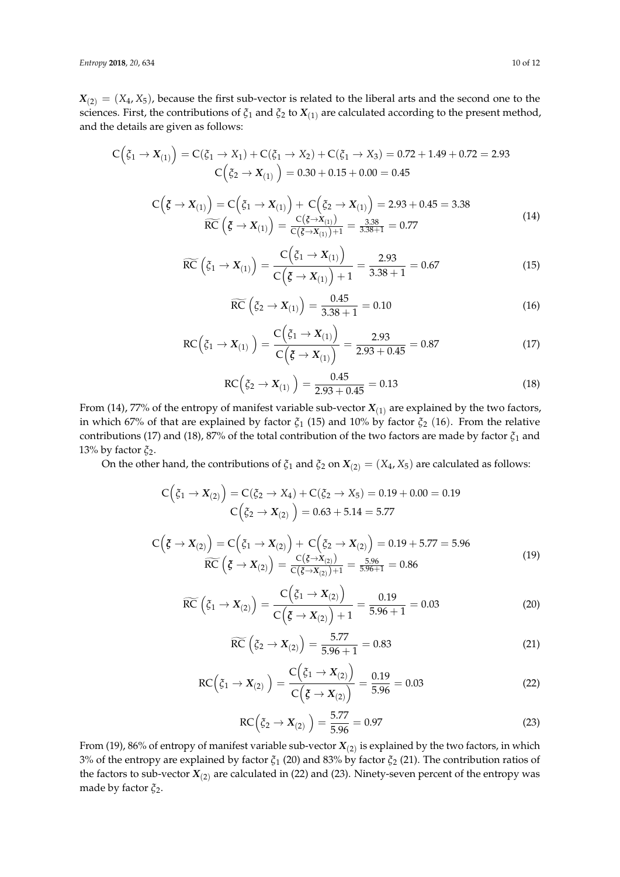$\boldsymbol{X}_{(2)} = (X_4, X_5)$, because the first sub-vector is related to the liberal arts and the second one to the sciences. First, the contributions of $\xi_1$ and $\xi_2$ to $\boldsymbol{X}_{(1)}$ are calculated according to the present method, and the details are given as follows:

$$
\begin{gathered}
\mathrm{C}\left(\xi_1 \to \boldsymbol{X}_{(1)}\right) = \mathrm{C}(\xi_1 \to X_1) + \mathrm{C}(\xi_1 \to X_2) + \mathrm{C}(\xi_1 \to X_3) = 0.72 + 1.49 + 0.72 = 2.93 \\
\mathrm{C}\left(\xi_2 \to \boldsymbol{X}_{(1)}\right) = 0.30 + 0.15 + 0.00 = 0.45 \\
\mathrm{C}\left(\boldsymbol{\xi} \to \boldsymbol{X}_{(1)}\right) = \mathrm{C}\left(\xi_1 \to \boldsymbol{X}_{(1)}\right) + \mathrm{C}\left(\xi_2 \to \boldsymbol{X}_{(1)}\right) = 2.93 + 0.45 = 3.38 \\
\widetilde{\mathrm{RC}}\left(\boldsymbol{\xi} \to \boldsymbol{X}_{(1)}\right) = \frac{\mathrm{C}\left(\boldsymbol{\xi} \to \boldsymbol{X}_{(1)}\right)}{\mathrm{C}\left(\boldsymbol{\xi} \to \boldsymbol{X}_{(1)}\right) + 1} = \frac{3.38}{3.38 + 1} = 0.77
\end{gathered} \tag{14}
$$

$$
\widetilde{\mathrm{RC}}\left(\xi_1 \to \boldsymbol{X}_{(1)}\right) = \frac{\mathrm{C}\left(\xi_1 \to \boldsymbol{X}_{(1)}\right)}{\mathrm{C}\left(\boldsymbol{\xi} \to \boldsymbol{X}_{(1)}\right) + 1} = \frac{2.93}{3.38 + 1} = 0.67 \tag{15}
$$

$$
\widetilde{\mathrm{RC}}\left(\xi_2 \to \boldsymbol{X}_{(1)}\right) = \frac{0.45}{3.38 + 1} = 0.10 \tag{16}
$$

$$
\mathrm{RC}\left(\xi_1 \to \boldsymbol{X}_{(1)}\right) = \frac{\mathrm{C}\left(\xi_1 \to \boldsymbol{X}_{(1)}\right)}{\mathrm{C}\left(\boldsymbol{\xi} \to \boldsymbol{X}_{(1)}\right)} = \frac{2.93}{2.93 + 0.45} = 0.87 \tag{17}
$$

$$
\mathrm{RC}\left(\xi_2 \to \boldsymbol{X}_{(1)}\right) = \frac{0.45}{2.93 + 0.45} = 0.13 \tag{18}
$$

From (14), 77% of the entropy of manifest variable sub-vector $\boldsymbol{X}_{(1)}$ are explained by the two factors, in which 67% of that are explained by factor $\xi_1$ (15) and 10% by factor $\xi_2$ (16). From the relative contributions (17) and (18), 87% of the total contribution of the two factors are made by factor $\xi_1$ and 13% by factor $\xi_2$.

On the other hand, the contributions of $\xi_1$ and $\xi_2$ on $\boldsymbol{X}_{(2)} = (X_4, X_5)$ are calculated as follows:

$$
\begin{gathered}
\mathrm{C}\left(\xi_1 \to \boldsymbol{X}_{(2)}\right) = \mathrm{C}(\xi_2 \to X_4) + \mathrm{C}(\xi_2 \to X_5) = 0.19 + 0.00 = 0.19 \\
\mathrm{C}\left(\xi_2 \to \boldsymbol{X}_{(2)}\right) = 0.63 + 5.14 = 5.77 \\
\mathrm{C}\left(\boldsymbol{\xi} \to \boldsymbol{X}_{(2)}\right) = \mathrm{C}\left(\xi_1 \to \boldsymbol{X}_{(2)}\right) + \mathrm{C}\left(\xi_2 \to \boldsymbol{X}_{(2)}\right) = 0.19 + 5.77 = 5.96 \\
\widetilde{\mathrm{RC}}\left(\boldsymbol{\xi} \to \boldsymbol{X}_{(2)}\right) = \frac{\mathrm{C}\left(\boldsymbol{\xi} \to \boldsymbol{X}_{(2)}\right)}{\mathrm{C}\left(\boldsymbol{\xi} \to \boldsymbol{X}_{(2)}\right) + 1} = \frac{5.96}{5.96 + 1} = 0.86
\end{gathered} \tag{19}
$$

$$
\widetilde{\mathrm{RC}}\left(\xi_1 \to \boldsymbol{X}_{(2)}\right) = \frac{\mathrm{C}\left(\xi_1 \to \boldsymbol{X}_{(2)}\right)}{\mathrm{C}\left(\boldsymbol{\xi} \to \boldsymbol{X}_{(2)}\right) + 1} = \frac{0.19}{5.96 + 1} = 0.03 \tag{20}
$$

$$
\widetilde{\mathrm{RC}}\left(\xi_2 \to \boldsymbol{X}_{(2)}\right) = \frac{5.77}{5.96 + 1} = 0.83 \tag{21}
$$

$$
\mathrm{RC}\left(\xi_1 \to \boldsymbol{X}_{(2)}\right) = \frac{\mathrm{C}\left(\xi_1 \to \boldsymbol{X}_{(2)}\right)}{\mathrm{C}\left(\boldsymbol{\xi} \to \boldsymbol{X}_{(2)}\right)} = \frac{0.19}{5.96} = 0.03 \tag{22}
$$

$$
\mathrm{RC}\left(\xi_2 \to \boldsymbol{X}_{(2)}\right) = \frac{5.77}{5.96} = 0.97 \tag{23}
$$

From (19), 86% of entropy of manifest variable sub-vector $\boldsymbol{X}_{(2)}$ is explained by the two factors, in which 3% of the entropy are explained by factor $\xi_1$ (20) and 83% by factor $\xi_2$ (21). The contribution ratios of the factors to sub-vector $\boldsymbol{X}_{(2)}$ are calculated in (22) and (23). Ninety-seven percent of the entropy was made by factor $\xi_2$.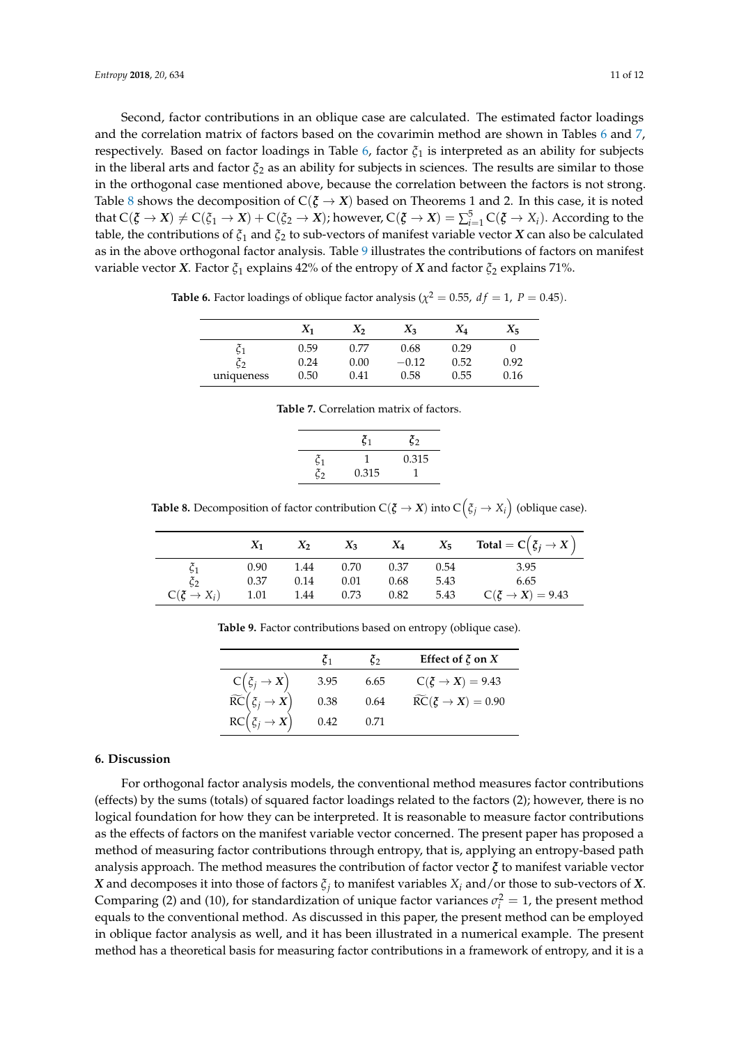Second, factor contributions in an oblique case are calculated. The estimated factor loadings and the correlation matrix of factors based on the covarimin method are shown in Tables 6 and 7, respectively. Based on factor loadings in Table 6, factor $\xi_1$ is interpreted as an ability for subjects in the liberal arts and factor $\xi_2$ as an ability for subjects in sciences. The results are similar to those in the orthogonal case mentioned above, because the correlation between the factors is not strong. Table 8 shows the decomposition of $\mathrm{C}(\boldsymbol{\xi} \to \boldsymbol{X})$ based on Theorems 1 and 2. In this case, it is noted that $\mathrm{C}(\boldsymbol{\xi} \to \boldsymbol{X}) \neq \mathrm{C}(\xi_1 \to \boldsymbol{X}) + \mathrm{C}(\xi_2 \to \boldsymbol{X})$; however, $\mathrm{C}(\boldsymbol{\xi} \to \boldsymbol{X}) = \sum_{i=1}^{5} \mathrm{C}(\boldsymbol{\xi} \to X_i)$. According to the table, the contributions of $\xi_1$ and $\xi_2$ to sub-vectors of manifest variable vector $\boldsymbol{X}$ can also be calculated as in the above orthogonal factor analysis. Table 9 illustrates the contributions of factors on manifest variable vector $\boldsymbol{X}$. Factor $\xi_1$ explains 42% of the entropy of $\boldsymbol{X}$ and factor $\xi_2$ explains 71%.

**Table 6.** Factor loadings of oblique factor analysis ($\chi^2 = 0.55,\ df = 1,\ P = 0.45$).

| | $X_1$ | $X_2$ | $X_3$ | $X_4$ | $X_5$ |
|---|---|---|---|---|---|
| $\xi_1$ | 0.59 | 0.77 | 0.68 | 0.29 | 0 |
| $\xi_2$ | 0.24 | 0.00 | $-0.12$ | 0.52 | 0.92 |
| uniqueness | 0.50 | 0.41 | 0.58 | 0.55 | 0.16 |

**Table 7.** Correlation matrix of factors.

| | $\xi_1$ | $\xi_2$ |
|---|---|---|
| $\xi_1$ | 1 | 0.315 |
| $\xi_2$ | 0.315 | 1 |

**Table 8.** Decomposition of factor contribution $\mathrm{C}(\boldsymbol{\xi} \to \boldsymbol{X})$ into $\mathrm{C}\left(\xi_j \to X_i\right)$ (oblique case).

| | $X_1$ | $X_2$ | $X_3$ | $X_4$ | $X_5$ | Total $= \mathbf{C}\left(\xi_j \to \boldsymbol{X}\right)$ |
|---|---|---|---|---|---|---|
| $\xi_1$ | 0.90 | 1.44 | 0.70 | 0.37 | 0.54 | 3.95 |
| $\xi_2$ | 0.37 | 0.14 | 0.01 | 0.68 | 5.43 | 6.65 |
| $\mathrm{C}(\boldsymbol{\xi} \to X_i)$ | 1.01 | 1.44 | 0.73 | 0.82 | 5.43 | $\mathrm{C}(\boldsymbol{\xi} \to \boldsymbol{X}) = 9.43$ |

**Table 9.** Factor contributions based on entropy (oblique case).

| | $\xi_1$ | $\xi_2$ | Effect of $\boldsymbol{\xi}$ on $\boldsymbol{X}$ |
|---|---|---|---|
| $\mathrm{C}\left(\xi_j \to \boldsymbol{X}\right)$ | 3.95 | 6.65 | $\mathrm{C}(\boldsymbol{\xi} \to \boldsymbol{X}) = 9.43$ |
| $\widetilde{\mathrm{RC}}\left(\xi_j \to \boldsymbol{X}\right)$ | 0.38 | 0.64 | $\widetilde{\mathrm{RC}}(\boldsymbol{\xi} \to \boldsymbol{X}) = 0.90$ |
| $\mathrm{RC}\left(\xi_j \to \boldsymbol{X}\right)$ | 0.42 | 0.71 | |

## 6. Discussion

For orthogonal factor analysis models, the conventional method measures factor contributions (effects) by the sums (totals) of squared factor loadings related to the factors (2); however, there is no logical foundation for how they can be interpreted. It is reasonable to measure factor contributions as the effects of factors on the manifest variable vector concerned. The present paper has proposed a method of measuring factor contributions through entropy, that is, applying an entropy-based path analysis approach. The method measures the contribution of factor vector $\boldsymbol{\xi}$ to manifest variable vector $\boldsymbol{X}$ and decomposes it into those of factors $\xi_j$ to manifest variables $X_i$ and/or those to sub-vectors of $\boldsymbol{X}$. Comparing (2) and (10), for standardization of unique factor variances $\sigma_i^2 = 1$, the present method equals to the conventional method. As discussed in this paper, the present method can be employed in oblique factor analysis as well, and it has been illustrated in a numerical example. The present method has a theoretical basis for measuring factor contributions in a framework of entropy, and it is a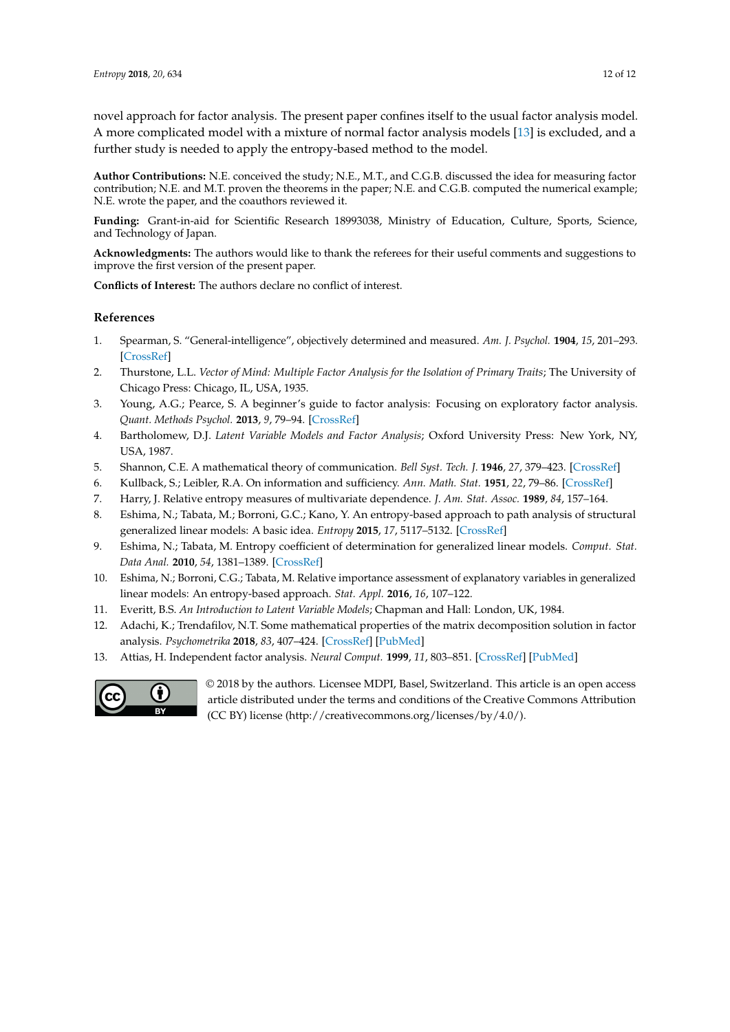novel approach for factor analysis. The present paper confines itself to the usual factor analysis model. A more complicated model with a mixture of normal factor analysis models [13] is excluded, and a further study is needed to apply the entropy-based method to the model.

**Author Contributions:** N.E. conceived the study; N.E., M.T., and C.G.B. discussed the idea for measuring factor contribution; N.E. and M.T. proven the theorems in the paper; N.E. and C.G.B. computed the numerical example; N.E. wrote the paper, and the coauthors reviewed it.

**Funding:** Grant-in-aid for Scientific Research 18993038, Ministry of Education, Culture, Sports, Science, and Technology of Japan.

**Acknowledgments:** The authors would like to thank the referees for their useful comments and suggestions to improve the first version of the present paper.

**Conflicts of Interest:** The authors declare no conflict of interest.

## References

1. Spearman, S. "General-intelligence", objectively determined and measured. *Am. J. Psychol.* **1904**, *15*, 201–293. [CrossRef]
2. Thurstone, L.L. *Vector of Mind: Multiple Factor Analysis for the Isolation of Primary Traits*; The University of Chicago Press: Chicago, IL, USA, 1935.
3. Young, A.G.; Pearce, S. A beginner's guide to factor analysis: Focusing on exploratory factor analysis. *Quant. Methods Psychol.* **2013**, *9*, 79–94. [CrossRef]
4. Bartholomew, D.J. *Latent Variable Models and Factor Analysis*; Oxford University Press: New York, NY, USA, 1987.
5. Shannon, C.E. A mathematical theory of communication. *Bell Syst. Tech. J.* **1946**, *27*, 379–423. [CrossRef]
6. Kullback, S.; Leibler, R.A. On information and sufficiency. *Ann. Math. Stat.* **1951**, *22*, 79–86. [CrossRef]
7. Harry, J. Relative entropy measures of multivariate dependence. *J. Am. Stat. Assoc.* **1989**, *84*, 157–164.
8. Eshima, N.; Tabata, M.; Borroni, G.C.; Kano, Y. An entropy-based approach to path analysis of structural generalized linear models: A basic idea. *Entropy* **2015**, *17*, 5117–5132. [CrossRef]
9. Eshima, N.; Tabata, M. Entropy coefficient of determination for generalized linear models. *Comput. Stat. Data Anal.* **2010**, *54*, 1381–1389. [CrossRef]
10. Eshima, N.; Borroni, C.G.; Tabata, M. Relative importance assessment of explanatory variables in generalized linear models: An entropy-based approach. *Stat. Appl.* **2016**, *16*, 107–122.
11. Everitt, B.S. *An Introduction to Latent Variable Models*; Chapman and Hall: London, UK, 1984.
12. Adachi, K.; Trendafilov, N.T. Some mathematical properties of the matrix decomposition solution in factor analysis. *Psychometrika* **2018**, *83*, 407–424. [CrossRef] [PubMed]
13. Attias, H. Independent factor analysis. *Neural Comput.* **1999**, *11*, 803–851. [CrossRef] [PubMed]

© 2018 by the authors. Licensee MDPI, Basel, Switzerland. This article is an open access article distributed under the terms and conditions of the Creative Commons Attribution (CC BY) license (http://creativecommons.org/licenses/by/4.0/).